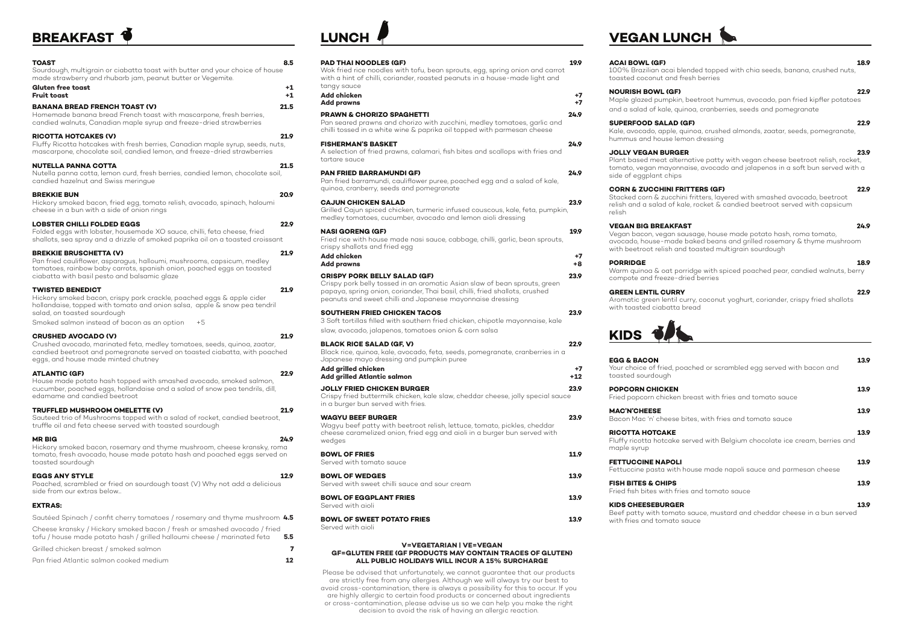# BREAKFAST

**TOAST** 8.5
Sourdough, multigrain or ciabatta toast with butter and your choice of house made strawberry and rhubarb jam, peanut butter or Vegemite.

**Gluten free toast** +1
**Fruit toast** +1

**BANANA BREAD FRENCH TOAST (V)** 21.5
Homemade banana bread French toast with mascarpone, fresh berries, candied walnuts, Canadian maple syrup and freeze-dried strawberries

**RICOTTA HOTCAKES (V)** 21.9
Fluffy Ricotta hotcakes with fresh berries, Canadian maple syrup, seeds, nuts, mascarpone, chocolate soil, candied lemon, and freeze-dried strawberries

**NUTELLA PANNA COTTA** 21.5
Nutella panna cotta, lemon curd, fresh berries, candied lemon, chocolate soil, candied hazelnut and Swiss meringue

**BREKKIE BUN** 20.9
Hickory smoked bacon, fried egg, tomato relish, avocado, spinach, haloumi cheese in a bun with a side of onion rings

**LOBSTER CHILLI FOLDED EGGS** 22.9
Folded eggs with lobster, housemade XO sauce, chilli, feta cheese, fried shallots, sea spray and a drizzle of smoked paprika oil on a toasted croissant

**BREKKIE BRUSCHETTA (V)** 21.9
Pan fried cauliflower, asparagus, halloumi, mushrooms, capsicum, medley tomatoes, rainbow baby carrots, spanish onion, poached eggs on toasted ciabatta with basil pesto and balsamic glaze

**TWISTED BENEDICT** 21.9
Hickory smoked bacon, crispy pork crackle, poached eggs & apple cider hollandaise, topped with tomato and onion salsa, apple & snow pea tendril salad, on toasted sourdough
Smoked salmon instead of bacon as an option +5

**CRUSHED AVOCADO (V)** 21.9
Crushed avocado, marinated feta, medley tomatoes, seeds, quinoa, zaatar, candied beetroot and pomegranate served on toasted ciabatta, with poached eggs, and house made minted chutney

**ATLANTIC (GF)** 22.9
House made potato hash topped with smashed avocado, smoked salmon, cucumber, poached eggs, hollandaise and a salad of snow pea tendrils, dill, edamame and candied beetroot

**TRUFFLED MUSHROOM OMELETTE (V)** 21.9
Sauteed trio of Mushrooms topped with a salad of rocket, candied beetroot, truffle oil and feta cheese served with toasted sourdough

**MR BIG** 24.9
Hickory smoked bacon, rosemary and thyme mushroom, cheese kransky, roma tomato, fresh avocado, house made potato hash and poached eggs served on toasted sourdough

**EGGS ANY STYLE** 12.9
Poached, scrambled or fried on sourdough toast (V) Why not add a delicious side from our extras below...

**EXTRAS:**

Sautéed Spinach / confit cherry tomatoes / rosemary and thyme mushroom **4.5**

Cheese kransky / Hickory smoked bacon / fresh or smashed avocado / fried tofu / house made potato hash / grilled halloumi cheese / marinated feta **5.5**

Grilled chicken breast / smoked salmon **7**

Pan fried Atlantic salmon cooked medium **12**

# LUNCH

**PAD THAI NOODLES (GF)** 19.9
Wok fried rice noodles with tofu, bean sprouts, egg, spring onion and carrot with a hint of chilli, coriander, roasted peanuts in a house-made light and tangy sauce

**Add chicken** +7
**Add prawns** +7

**PRAWN & CHORIZO SPAGHETTI** 24.9
Pan seared prawns and chorizo with zucchini, medley tomatoes, garlic and chilli tossed in a white wine & paprika oil topped with parmesan cheese

**FISHERMAN'S BASKET** 24.9
A selection of fried prawns, calamari, fish bites and scallops with fries and tartare sauce

**PAN FRIED BARRAMUNDI GF)** 24.9
Pan fried barramundi, cauliflower puree, poached egg and a salad of kale, quinoa, cranberry, seeds and pomegranate

**CAJUN CHICKEN SALAD** 23.9
Grilled Cajun spiced chicken, turmeric infused couscous, kale, feta, pumpkin, medley tomatoes, cucumber, avocado and lemon aioli dressing

**NASI GORENG (GF)** 19.9
Fried rice with house made nasi sauce, cabbage, chilli, garlic, bean sprouts, crispy shallots and fried egg

**Add chicken** +7
**Add prawns** +8

**CRISPY PORK BELLY SALAD (GF)** 23.9
Crispy pork belly tossed in an aromatic Asian slaw of bean sprouts, green papaya, spring onion, coriander, Thai basil, chilli, fried shallots, crushed peanuts and sweet chilli and Japanese mayonnaise dressing

**SOUTHERN FRIED CHICKEN TACOS** 23.9
3 Soft tortillas filled with southern fried chicken, chipotle mayonnaise, kale slaw, avocado, jalapenos, tomatoes onion & corn salsa

**BLACK RICE SALAD (GF, V)** 22.9
Black rice, quinoa, kale, avocado, feta, seeds, pomegranate, cranberries in a Japanese mayo dressing and pumpkin puree

**Add grilled chicken** +7
**Add grilled Atlantic salmon** +12

**JOLLY FRIED CHICKEN BURGER** 23.9
Crispy fried buttermilk chicken, kale slaw, cheddar cheese, jolly special sauce in a burger bun served with fries.

**WAGYU BEEF BURGER** 23.9
Wagyu beef patty with beetroot relish, lettuce, tomato, pickles, cheddar cheese caramelized onion, fried egg and aioli in a burger bun served with wedges

**BOWL OF FRIES** 11.9
Served with tomato sauce

**BOWL OF WEDGES** 13.9
Served with sweet chilli sauce and sour cream

**BOWL OF EGGPLANT FRIES** 13.9
Served with aioli

**BOWL OF SWEET POTATO FRIES** 13.9
Served with aioli

**V=VEGETARIAN | VE=VEGAN**
**GF=GLUTEN FREE (GF PRODUCTS MAY CONTAIN TRACES OF GLUTEN)**
**ALL PUBLIC HOLIDAYS WILL INCUR A 15% SURCHARGE**

Please be advised that unfortunately, we cannot guarantee that our products are strictly free from any allergies. Although we will always try our best to avoid cross-contamination, there is always a possibility for this to occur. If you are highly allergic to certain food products or concerned about ingredients or cross-contamination, please advise us so we can help you make the right decision to avoid the risk of having an allergic reaction.

# VEGAN LUNCH

**ACAI BOWL (GF)** 18.9
100% Brazilian acai blended topped with chia seeds, banana, crushed nuts, toasted coconut and fresh berries

**NOURISH BOWL (GF)** 22.9
Maple glazed pumpkin, beetroot hummus, avocado, pan fried kipfler potatoes and a salad of kale, quinoa, cranberries, seeds and pomegranate

**SUPERFOOD SALAD (GF)** 22.9
Kale, avocado, apple, quinoa, crushed almonds, zaatar, seeds, pomegranate, hummus and house lemon dressing

**JOLLY VEGAN BURGER** 23.9
Plant based meat alternative patty with vegan cheese beetroot relish, rocket, tomato, vegan mayonnaise, avocado and jalapenos in a soft bun served with a side of eggplant chips

**CORN & ZUCCHINI FRITTERS (GF)** 22.9
Stacked corn & zucchini fritters, layered with smashed avocado, beetroot relish and a salad of kale, rocket & candied beetroot served with capsicum relish

**VEGAN BIG BREAKFAST** 24.9
Vegan bacon, vegan sausage, house made potato hash, roma tomato, avocado, house-made baked beans and grilled rosemary & thyme mushroom with beetroot relish and toasted multigrain sourdough

**PORRIDGE** 18.9
Warm quinoa & oat porridge with spiced poached pear, candied walnuts, berry compote and freeze-dried berries

**GREEN LENTIL CURRY** 22.9
Aromatic green lentil curry, coconut yoghurt, coriander, crispy fried shallots with toasted ciabatta bread

# KIDS

**EGG & BACON** 13.9
Your choice of fried, poached or scrambled egg served with bacon and toasted sourdough

**POPCORN CHICKEN** 13.9
Fried popcorn chicken breast with fries and tomato sauce

**MAC'N'CHEESE** 13.9
Bacon Mac 'n' cheese bites, with fries and tomato sauce

**RICOTTA HOTCAKE** 13.9
Fluffy ricotta hotcake served with Belgium chocolate ice cream, berries and maple syrup

**FETTUCCINE NAPOLI** 13.9
Fettuccine pasta with house made napoli sauce and parmesan cheese

**FISH BITES & CHIPS** 13.9
Fried fish bites with fries and tomato sauce

**KIDS CHEESEBURGER** 13.9
Beef patty with tomato sauce, mustard and cheddar cheese in a bun served with fries and tomato sauce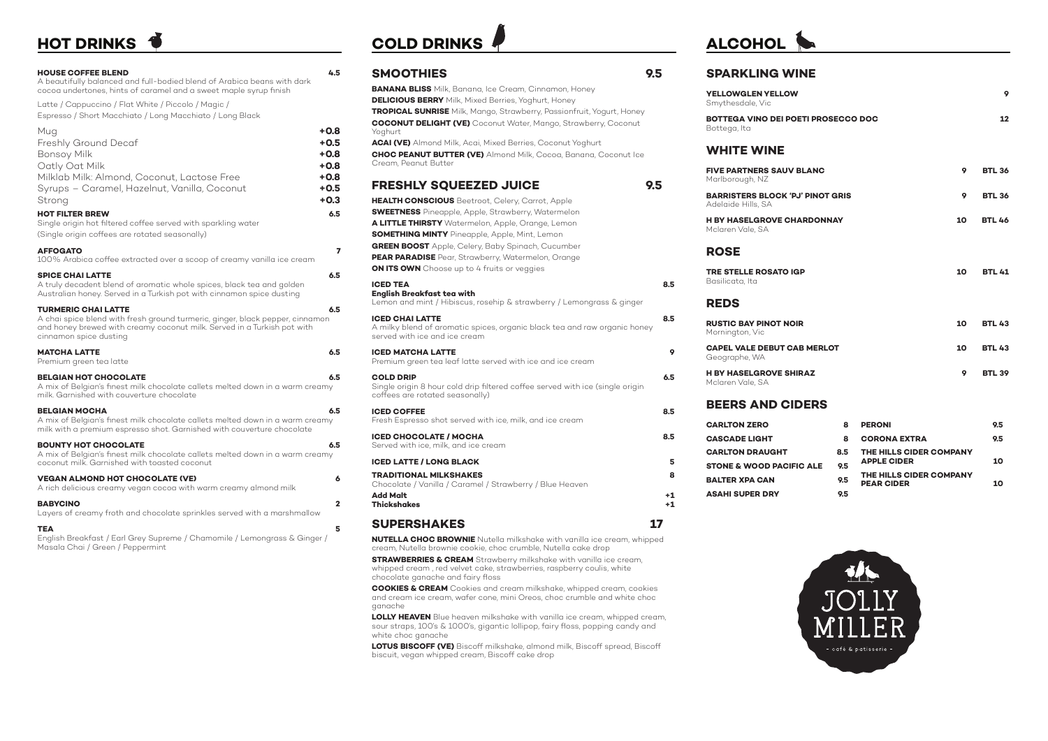# HOT DRINKS

**HOUSE COFFEE BLEND** — 4.5
A beautifully balanced and full-bodied blend of Arabica beans with dark cocoa undertones, hints of caramel and a sweet maple syrup finish

Latte / Cappuccino / Flat White / Piccolo / Magic /
Espresso / Short Macchiato / Long Macchiato / Long Black

| | |
|---|---|
| Mug | +0.8 |
| Freshly Ground Decaf | +0.5 |
| Bonsoy Milk | +0.8 |
| Oatly Oat Milk | +0.8 |
| Milklab Milk: Almond, Coconut, Lactose Free | +0.8 |
| Syrups – Caramel, Hazelnut, Vanilla, Coconut | +0.5 |
| Strong | +0.3 |

**HOT FILTER BREW** — 6.5
Single origin hot filtered coffee served with sparkling water
(Single origin coffees are rotated seasonally)

**AFFOGATO** — 7
100% Arabica coffee extracted over a scoop of creamy vanilla ice cream

**SPICE CHAI LATTE** — 6.5
A truly decadent blend of aromatic whole spices, black tea and golden Australian honey. Served in a Turkish pot with cinnamon spice dusting

**TURMERIC CHAI LATTE** — 6.5
A chai spice blend with fresh ground turmeric, ginger, black pepper, cinnamon and honey brewed with creamy coconut milk. Served in a Turkish pot with cinnamon spice dusting

**MATCHA LATTE** — 6.5
Premium green tea latte

**BELGIAN HOT CHOCOLATE** — 6.5
A mix of Belgian's finest milk chocolate callets melted down in a warm creamy milk. Garnished with couverture chocolate

**BELGIAN MOCHA** — 6.5
A mix of Belgian's finest milk chocolate callets melted down in a warm creamy milk with a premium espresso shot. Garnished with couverture chocolate

**BOUNTY HOT CHOCOLATE** — 6.5
A mix of Belgian's finest milk chocolate callets melted down in a warm creamy coconut milk. Garnished with toasted coconut

**VEGAN ALMOND HOT CHOCOLATE (VE)** — 6
A rich delicious creamy vegan cocoa with warm creamy almond milk

**BABYCINO** — 2
Layers of creamy froth and chocolate sprinkles served with a marshmallow

**TEA** — 5
English Breakfast / Earl Grey Supreme / Chamomile / Lemongrass & Ginger / Masala Chai / Green / Peppermint

# COLD DRINKS

## SMOOTHIES — 9.5

**BANANA BLISS** Milk, Banana, Ice Cream, Cinnamon, Honey
**DELICIOUS BERRY** Milk, Mixed Berries, Yoghurt, Honey
**TROPICAL SUNRISE** Milk, Mango, Strawberry, Passionfruit, Yogurt, Honey
**COCONUT DELIGHT (VE)** Coconut Water, Mango, Strawberry, Coconut Yoghurt
**ACAI (VE)** Almond Milk, Acai, Mixed Berries, Coconut Yoghurt
**CHOC PEANUT BUTTER (VE)** Almond Milk, Cocoa, Banana, Coconut Ice Cream, Peanut Butter

## FRESHLY SQUEEZED JUICE — 9.5

**HEALTH CONSCIOUS** Beetroot, Celery, Carrot, Apple
**SWEETNESS** Pineapple, Apple, Strawberry, Watermelon
**A LITTLE THIRSTY** Watermelon, Apple, Orange, Lemon
**SOMETHING MINTY** Pineapple, Apple, Mint, Lemon
**GREEN BOOST** Apple, Celery, Baby Spinach, Cucumber
**PEAR PARADISE** Pear, Strawberry, Watermelon, Orange
**ON ITS OWN** Choose up to 4 fruits or veggies

**ICED TEA** — 8.5
**English Breakfast tea with**
Lemon and mint / Hibiscus, rosehip & strawberry / Lemongrass & ginger

**ICED CHAI LATTE** — 8.5
A milky blend of aromatic spices, organic black tea and raw organic honey served with ice and ice cream

**ICED MATCHA LATTE** — 9
Premium green tea leaf latte served with ice and ice cream

**COLD DRIP** — 6.5
Single origin 8 hour cold drip filtered coffee served with ice (single origin coffees are rotated seasonally)

**ICED COFFEE** — 8.5
Fresh Espresso shot served with ice, milk, and ice cream

**ICED CHOCOLATE / MOCHA** — 8.5
Served with ice, milk, and ice cream

**ICED LATTE / LONG BLACK** — 5

**TRADITIONAL MILKSHAKES** — 8
Chocolate / Vanilla / Caramel / Strawberry / Blue Heaven

**Add Malt** — +1
**Thickshakes** — +1

## SUPERSHAKES — 17

**NUTELLA CHOC BROWNIE** Nutella milkshake with vanilla ice cream, whipped cream, Nutella brownie cookie, choc crumble, Nutella cake drop

**STRAWBERRIES & CREAM** Strawberry milkshake with vanilla ice cream, whipped cream , red velvet cake, strawberries, raspberry coulis, white chocolate ganache and fairy floss

**COOKIES & CREAM** Cookies and cream milkshake, whipped cream, cookies and cream ice cream, wafer cone, mini Oreos, choc crumble and white choc ganache

**LOLLY HEAVEN** Blue heaven milkshake with vanilla ice cream, whipped cream, sour straps, 100's & 1000's, gigantic lollipop, fairy floss, popping candy and white choc ganache

**LOTUS BISCOFF (VE)** Biscoff milkshake, almond milk, Biscoff spread, Biscoff biscuit, vegan whipped cream, Biscoff cake drop

# ALCOHOL

## SPARKLING WINE

| | | |
|---|---|---|
| **YELLOWGLEN YELLOW** Smythesdale, Vic | 9 | |
| **BOTTEGA VINO DEI POETI PROSECCO DOC** Bottega, Ita | 12 | |

## WHITE WINE

| | | |
|---|---|---|
| **FIVE PARTNERS SAUV BLANC** Marlborough, NZ | 9 | BTL 36 |
| **BARRISTERS BLOCK 'PJ' PINOT GRIS** Adelaide Hills, SA | 9 | BTL 36 |
| **H BY HASELGROVE CHARDONNAY** Mclaren Vale, SA | 10 | BTL 46 |

## ROSE

| | | |
|---|---|---|
| **TRE STELLE ROSATO IGP** Basilicata, Ita | 10 | BTL 41 |

## REDS

| | | |
|---|---|---|
| **RUSTIC BAY PINOT NOIR** Mornington, Vic | 10 | BTL 43 |
| **CAPEL VALE DEBUT CAB MERLOT** Geographe, WA | 10 | BTL 43 |
| **H BY HASELGROVE SHIRAZ** Mclaren Vale, SA | 9 | BTL 39 |

## BEERS AND CIDERS

| | | | |
|---|---|---|---|
| **CARLTON ZERO** | 8 | **PERONI** | 9.5 |
| **CASCADE LIGHT** | 8 | **CORONA EXTRA** | 9.5 |
| **CARLTON DRAUGHT** | 8.5 | **THE HILLS CIDER COMPANY APPLE CIDER** | 10 |
| **STONE & WOOD PACIFIC ALE** | 9.5 | **THE HILLS CIDER COMPANY PEAR CIDER** | 10 |
| **BALTER XPA CAN** | 9.5 | | |
| **ASAHI SUPER DRY** | 9.5 | | |

JOLLY MILLER
- café & patisserie -